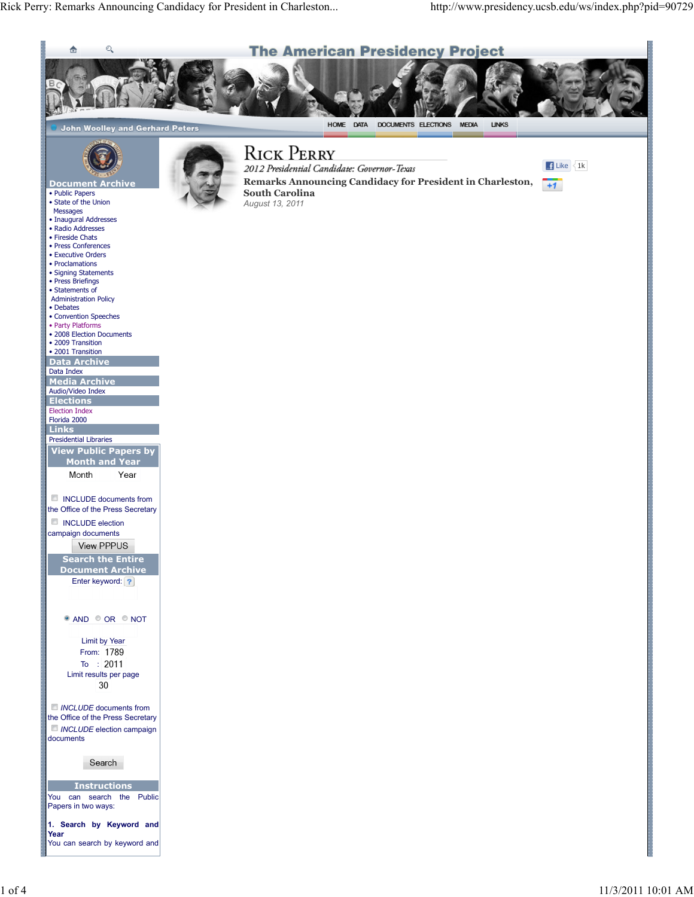The American Presidency Project

John Woolley and Gerhard Peters

HOME DATA DOCUMENTS ELECTIONS MEDIA LINKS

**Document Archive**
- Public Papers
- State of the Union Messages
- Inaugural Addresses
- Radio Addresses
- Fireside Chats
- Press Conferences
- Executive Orders
- Proclamations
- Signing Statements
- Press Briefings
- Statements of Administration Policy
- Debates
- Convention Speeches
- Party Platforms
- 2008 Election Documents
- 2009 Transition
- 2001 Transition

**Data Archive**
Data Index

**Media Archive**
Audio/Video Index

**Elections**
Election Index
Florida 2000

**Links**
Presidential Libraries

**View Public Papers by Month and Year**

Month Year

INCLUDE documents from the Office of the Press Secretary

INCLUDE election campaign documents

View PPPUS

**Search the Entire Document Archive**

Enter keyword: ?

AND OR NOT

Limit by Year
From: 1789
To : 2011
Limit results per page
30

*INCLUDE* documents from the Office of the Press Secretary

*INCLUDE* election campaign documents

Search

**Instructions**

You can search the Public Papers in two ways:

**1. Search by Keyword and Year**
You can search by keyword and

# Rick Perry

*2012 Presidential Candidate: Governor-Texas*

**Remarks Announcing Candidacy for President in Charleston, South Carolina**

*August 13, 2011*

Like 1k

+1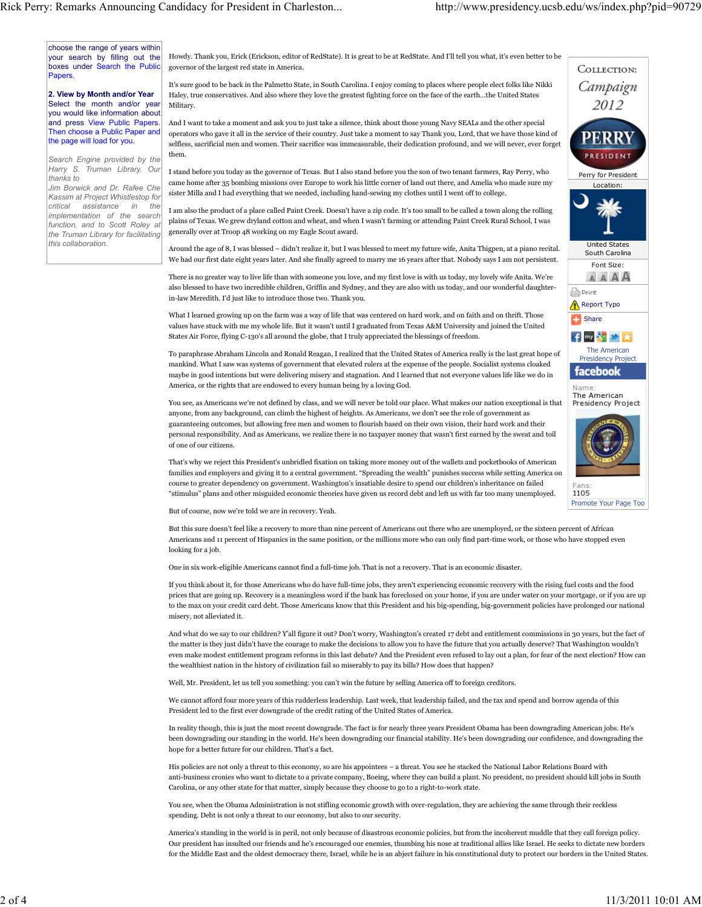choose the range of years within your search by filling out the boxes under Search the Public Papers.

**2. View by Month and/or Year**
Select the month and/or year you would like information about and press View Public Papers. Then choose a Public Paper and the page will load for you.

*Search Engine provided by the Harry S. Truman Library. Our thanks to Jim Borwick and Dr. Rafee Che Kassim at Project Whistlestop for critical assistance in the implementation of the search function, and to Scott Roley at the Truman Library for facilitating this collaboration.*

Howdy. Thank you, Erick (Erickson, editor of RedState). It is great to be at RedState. And I'll tell you what, it's even better to be governor of the largest red state in America.

It's sure good to be back in the Palmetto State, in South Carolina. I enjoy coming to places where people elect folks like Nikki Haley, true conservatives. And also where they love the greatest fighting force on the face of the earth...the United States Military.

And I want to take a moment and ask you to just take a silence, think about those young Navy SEALs and the other special operators who gave it all in the service of their country. Just take a moment to say Thank you, Lord, that we have those kind of selfless, sacrificial men and women. Their sacrifice was immeasurable, their dedication profound, and we will never, ever forget them.

I stand before you today as the governor of Texas. But I also stand before you the son of two tenant farmers, Ray Perry, who came home after 35 bombing missions over Europe to work his little corner of land out there, and Amelia who made sure my sister Milla and I had everything that we needed, including hand-sewing my clothes until I went off to college.

I am also the product of a place called Paint Creek. Doesn't have a zip code. It's too small to be called a town along the rolling plains of Texas. We grew dryland cotton and wheat, and when I wasn't farming or attending Paint Creek Rural School, I was generally over at Troop 48 working on my Eagle Scout award.

Around the age of 8, I was blessed – didn't realize it, but I was blessed to meet my future wife, Anita Thigpen, at a piano recital. We had our first date eight years later. And she finally agreed to marry me 16 years after that. Nobody says I am not persistent.

There is no greater way to live life than with someone you love, and my first love is with us today, my lovely wife Anita. We're also blessed to have two incredible children, Griffin and Sydney, and they are also with us today, and our wonderful daughter-in-law Meredith. I'd just like to introduce those two. Thank you.

What I learned growing up on the farm was a way of life that was centered on hard work, and on faith and on thrift. Those values have stuck with me my whole life. But it wasn't until I graduated from Texas A&M University and joined the United States Air Force, flying C-130's all around the globe, that I truly appreciated the blessings of freedom.

To paraphrase Abraham Lincoln and Ronald Reagan, I realized that the United States of America really is the last great hope of mankind. What I saw was systems of government that elevated rulers at the expense of the people. Socialist systems cloaked maybe in good intentions but were delivering misery and stagnation. And I learned that not everyone values life like we do in America, or the rights that are endowed to every human being by a loving God.

You see, as Americans we're not defined by class, and we will never be told our place. What makes our nation exceptional is that anyone, from any background, can climb the highest of heights. As Americans, we don't see the role of government as guaranteeing outcomes, but allowing free men and women to flourish based on their own vision, their hard work and their personal responsibility. And as Americans, we realize there is no taxpayer money that wasn't first earned by the sweat and toil of one of our citizens.

That's why we reject this President's unbridled fixation on taking more money out of the wallets and pocketbooks of American families and employers and giving it to a central government. "Spreading the wealth" punishes success while setting America on course to greater dependency on government. Washington's insatiable desire to spend our children's inheritance on failed "stimulus" plans and other misguided economic theories have given us record debt and left us with far too many unemployed.

But of course, now we're told we are in recovery. Yeah.

But this sure doesn't feel like a recovery to more than nine percent of Americans out there who are unemployed, or the sixteen percent of African Americans and 11 percent of Hispanics in the same position, or the millions more who can only find part-time work, or those who have stopped even looking for a job.

One in six work-eligible Americans cannot find a full-time job. That is not a recovery. That is an economic disaster.

If you think about it, for those Americans who do have full-time jobs, they aren't experiencing economic recovery with the rising fuel costs and the food prices that are going up. Recovery is a meaningless word if the bank has foreclosed on your home, if you are under water on your mortgage, or if you are up to the max on your credit card debt. Those Americans know that this President and his big-spending, big-government policies have prolonged our national misery, not alleviated it.

And what do we say to our children? Y'all figure it out? Don't worry, Washington's created 17 debt and entitlement commissions in 30 years, but the fact of the matter is they just didn't have the courage to make the decisions to allow you to have the future that you actually deserve? That Washington wouldn't even make modest entitlement program reforms in this last debate? And the President even refused to lay out a plan, for fear of the next election? How can the wealthiest nation in the history of civilization fail so miserably to pay its bills? How does that happen?

Well, Mr. President, let us tell you something: you can't win the future by selling America off to foreign creditors.

We cannot afford four more years of this rudderless leadership. Last week, that leadership failed, and the tax and spend and borrow agenda of this President led to the first ever downgrade of the credit rating of the United States of America.

In reality though, this is just the most recent downgrade. The fact is for nearly three years President Obama has been downgrading American jobs. He's been downgrading our standing in the world. He's been downgrading our financial stability. He's been downgrading our confidence, and downgrading the hope for a better future for our children. That's a fact.

His policies are not only a threat to this economy, so are his appointees – a threat. You see he stacked the National Labor Relations Board with anti-business cronies who want to dictate to a private company, Boeing, where they can build a plant. No president, no president should kill jobs in South Carolina, or any other state for that matter, simply because they choose to go to a right-to-work state.

You see, when the Obama Administration is not stifling economic growth with over-regulation, they are achieving the same through their reckless spending. Debt is not only a threat to our economy, but also to our security.

America's standing in the world is in peril, not only because of disastrous economic policies, but from the incoherent muddle that they call foreign policy. Our president has insulted our friends and he's encouraged our enemies, thumbing his nose at traditional allies like Israel. He seeks to dictate new borders for the Middle East and the oldest democracy there, Israel, while he is an abject failure in his constitutional duty to protect our borders in the United States.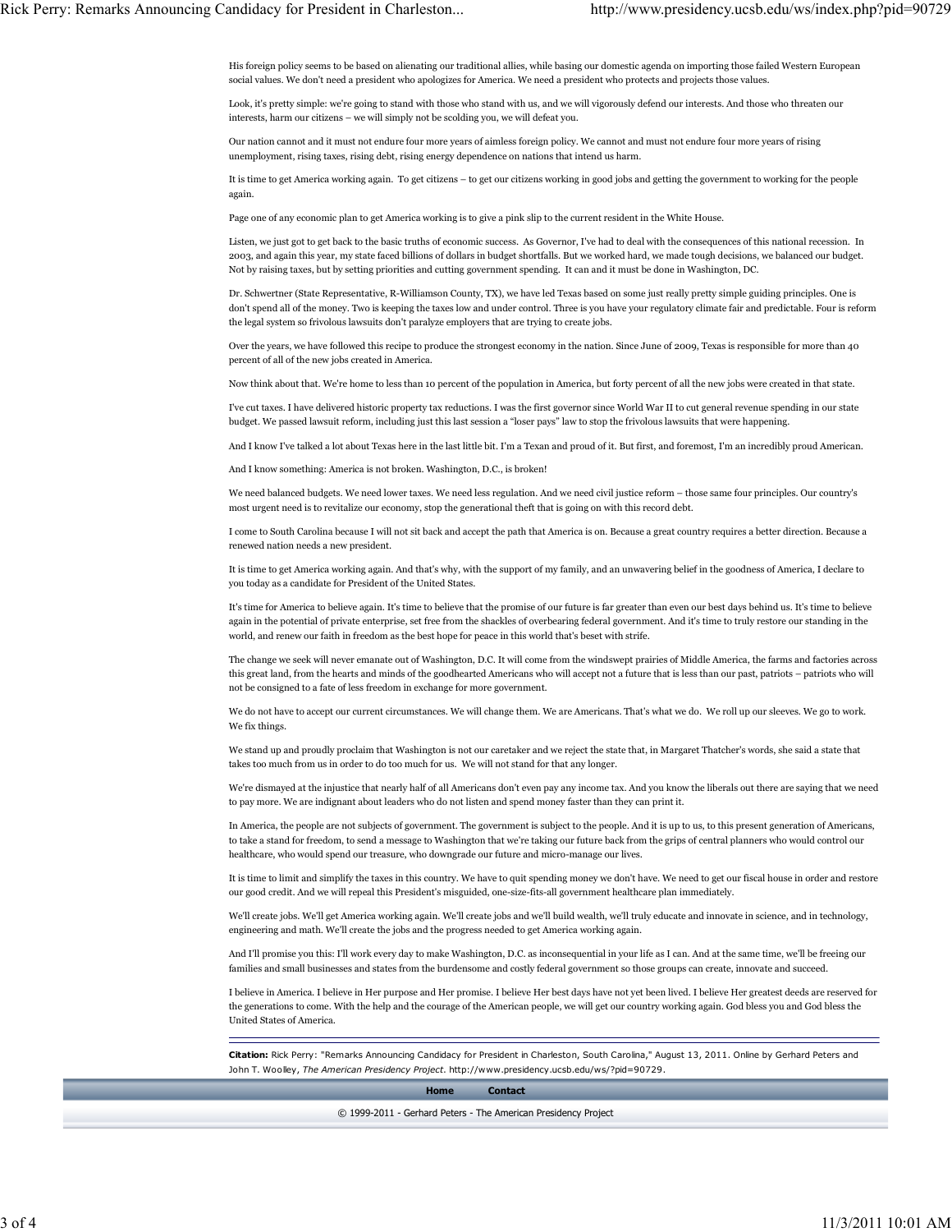His foreign policy seems to be based on alienating our traditional allies, while basing our domestic agenda on importing those failed Western European social values. We don't need a president who apologizes for America. We need a president who protects and projects those values.

Look, it's pretty simple: we're going to stand with those who stand with us, and we will vigorously defend our interests. And those who threaten our interests, harm our citizens – we will simply not be scolding you, we will defeat you.

Our nation cannot and it must not endure four more years of aimless foreign policy. We cannot and must not endure four more years of rising unemployment, rising taxes, rising debt, rising energy dependence on nations that intend us harm.

It is time to get America working again. To get citizens – to get our citizens working in good jobs and getting the government to working for the people again.

Page one of any economic plan to get America working is to give a pink slip to the current resident in the White House.

Listen, we just got to get back to the basic truths of economic success. As Governor, I've had to deal with the consequences of this national recession. In 2003, and again this year, my state faced billions of dollars in budget shortfalls. But we worked hard, we made tough decisions, we balanced our budget. Not by raising taxes, but by setting priorities and cutting government spending. It can and it must be done in Washington, DC.

Dr. Schwertner (State Representative, R-Williamson County, TX), we have led Texas based on some just really pretty simple guiding principles. One is don't spend all of the money. Two is keeping the taxes low and under control. Three is you have your regulatory climate fair and predictable. Four is reform the legal system so frivolous lawsuits don't paralyze employers that are trying to create jobs.

Over the years, we have followed this recipe to produce the strongest economy in the nation. Since June of 2009, Texas is responsible for more than 40 percent of all of the new jobs created in America.

Now think about that. We're home to less than 10 percent of the population in America, but forty percent of all the new jobs were created in that state.

I've cut taxes. I have delivered historic property tax reductions. I was the first governor since World War II to cut general revenue spending in our state budget. We passed lawsuit reform, including just this last session a "loser pays" law to stop the frivolous lawsuits that were happening.

And I know I've talked a lot about Texas here in the last little bit. I'm a Texan and proud of it. But first, and foremost, I'm an incredibly proud American.

And I know something: America is not broken. Washington, D.C., is broken!

We need balanced budgets. We need lower taxes. We need less regulation. And we need civil justice reform – those same four principles. Our country's most urgent need is to revitalize our economy, stop the generational theft that is going on with this record debt.

I come to South Carolina because I will not sit back and accept the path that America is on. Because a great country requires a better direction. Because a renewed nation needs a new president.

It is time to get America working again. And that's why, with the support of my family, and an unwavering belief in the goodness of America, I declare to you today as a candidate for President of the United States.

It's time for America to believe again. It's time to believe that the promise of our future is far greater than even our best days behind us. It's time to believe again in the potential of private enterprise, set free from the shackles of overbearing federal government. And it's time to truly restore our standing in the world, and renew our faith in freedom as the best hope for peace in this world that's beset with strife.

The change we seek will never emanate out of Washington, D.C. It will come from the windswept prairies of Middle America, the farms and factories across this great land, from the hearts and minds of the goodhearted Americans who will accept not a future that is less than our past, patriots – patriots who will not be consigned to a fate of less freedom in exchange for more government.

We do not have to accept our current circumstances. We will change them. We are Americans. That's what we do. We roll up our sleeves. We go to work. We fix things.

We stand up and proudly proclaim that Washington is not our caretaker and we reject the state that, in Margaret Thatcher's words, she said a state that takes too much from us in order to do too much for us. We will not stand for that any longer.

We're dismayed at the injustice that nearly half of all Americans don't even pay any income tax. And you know the liberals out there are saying that we need to pay more. We are indignant about leaders who do not listen and spend money faster than they can print it.

In America, the people are not subjects of government. The government is subject to the people. And it is up to us, to this present generation of Americans, to take a stand for freedom, to send a message to Washington that we're taking our future back from the grips of central planners who would control our healthcare, who would spend our treasure, who downgrade our future and micro-manage our lives.

It is time to limit and simplify the taxes in this country. We have to quit spending money we don't have. We need to get our fiscal house in order and restore our good credit. And we will repeal this President's misguided, one-size-fits-all government healthcare plan immediately.

We'll create jobs. We'll get America working again. We'll create jobs and we'll build wealth, we'll truly educate and innovate in science, and in technology, engineering and math. We'll create the jobs and the progress needed to get America working again.

And I'll promise you this: I'll work every day to make Washington, D.C. as inconsequential in your life as I can. And at the same time, we'll be freeing our families and small businesses and states from the burdensome and costly federal government so those groups can create, innovate and succeed.

I believe in America. I believe in Her purpose and Her promise. I believe Her best days have not yet been lived. I believe Her greatest deeds are reserved for the generations to come. With the help and the courage of the American people, we will get our country working again. God bless you and God bless the United States of America.

---

**Citation:** Rick Perry: "Remarks Announcing Candidacy for President in Charleston, South Carolina," August 13, 2011. Online by Gerhard Peters and John T. Woolley, *The American Presidency Project*. http://www.presidency.ucsb.edu/ws/?pid=90729.

**Home** **Contact**

© 1999-2011 - Gerhard Peters - The American Presidency Project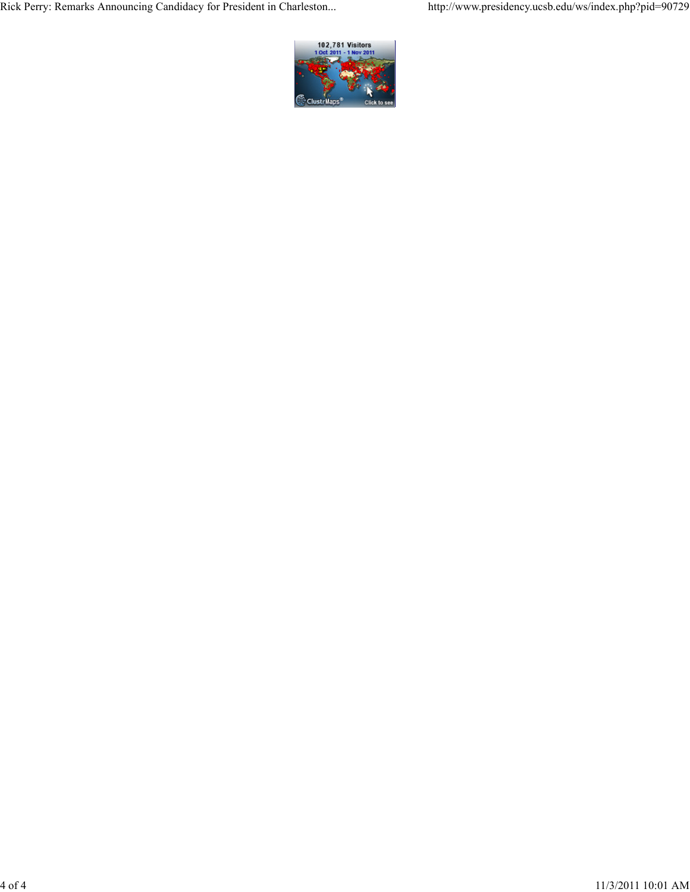102,781 Visitors

1 Oct 2011 - 1 Nov 2011

ClustrMaps

Click to see